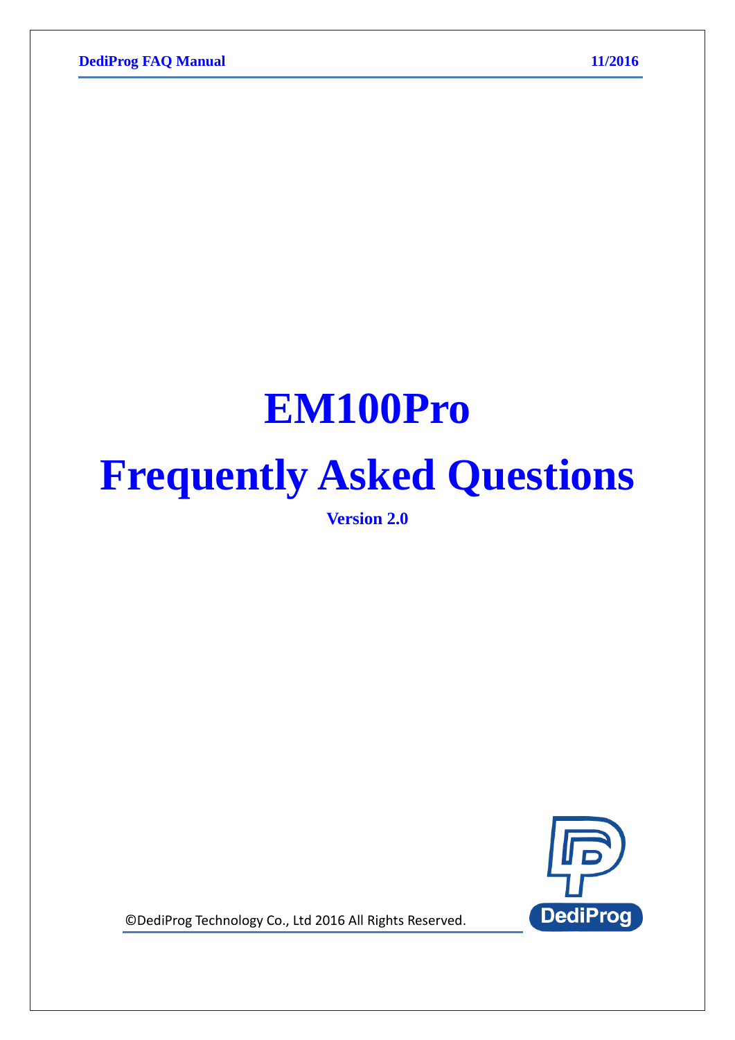# EM100Pro

# Frequently Asked Questions

**Version 2.0**

©DediProg Technology Co., Ltd 2016 All Rights Reserved.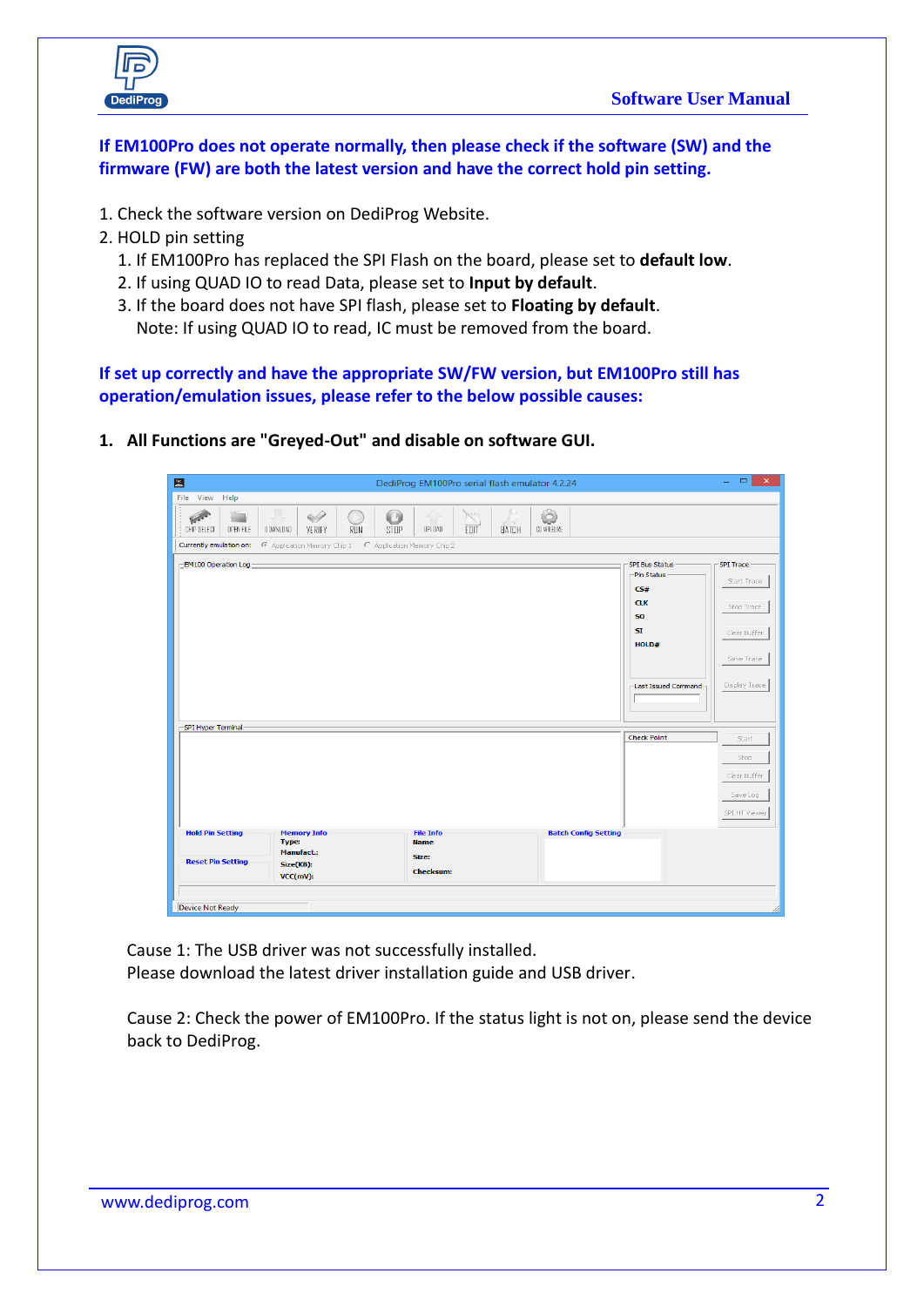**If EM100Pro does not operate normally, then please check if the software (SW) and the firmware (FW) are both the latest version and have the correct hold pin setting.**

1. Check the software version on DediProg Website.
2. HOLD pin setting
   1. If EM100Pro has replaced the SPI Flash on the board, please set to **default low**.
   2. If using QUAD IO to read Data, please set to **Input by default**.
   3. If the board does not have SPI flash, please set to **Floating by default**.

      Note: If using QUAD IO to read, IC must be removed from the board.

**If set up correctly and have the appropriate SW/FW version, but EM100Pro still has operation/emulation issues, please refer to the below possible causes:**

**1. All Functions are "Greyed-Out" and disable on software GUI.**

Cause 1: The USB driver was not successfully installed.
Please download the latest driver installation guide and USB driver.

Cause 2: Check the power of EM100Pro. If the status light is not on, please send the device back to DediProg.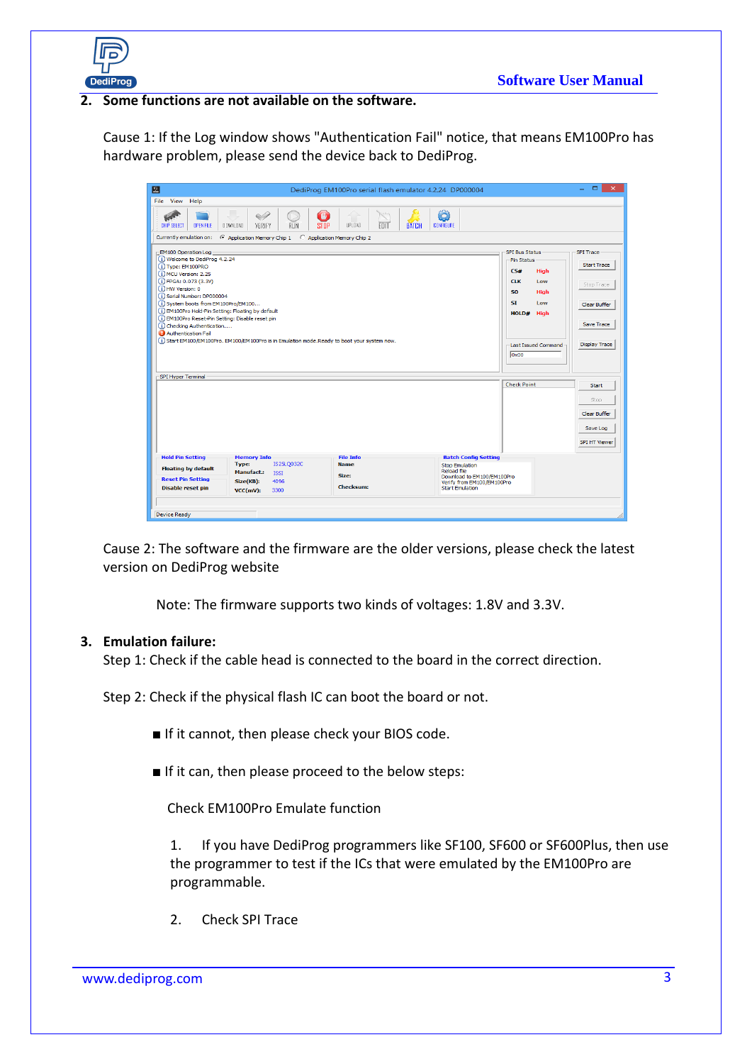2. **Some functions are not available on the software.**

   Cause 1: If the Log window shows "Authentication Fail" notice, that means EM100Pro has hardware problem, please send the device back to DediProg.

   Cause 2: The software and the firmware are the older versions, please check the latest version on DediProg website

   Note: The firmware supports two kinds of voltages: 1.8V and 3.3V.

3. **Emulation failure:**

   Step 1: Check if the cable head is connected to the board in the correct direction.

   Step 2: Check if the physical flash IC can boot the board or not.

   - If it cannot, then please check your BIOS code.
   - If it can, then please proceed to the below steps:

     Check EM100Pro Emulate function

     1. If you have DediProg programmers like SF100, SF600 or SF600Plus, then use the programmer to test if the ICs that were emulated by the EM100Pro are programmable.

     2. Check SPI Trace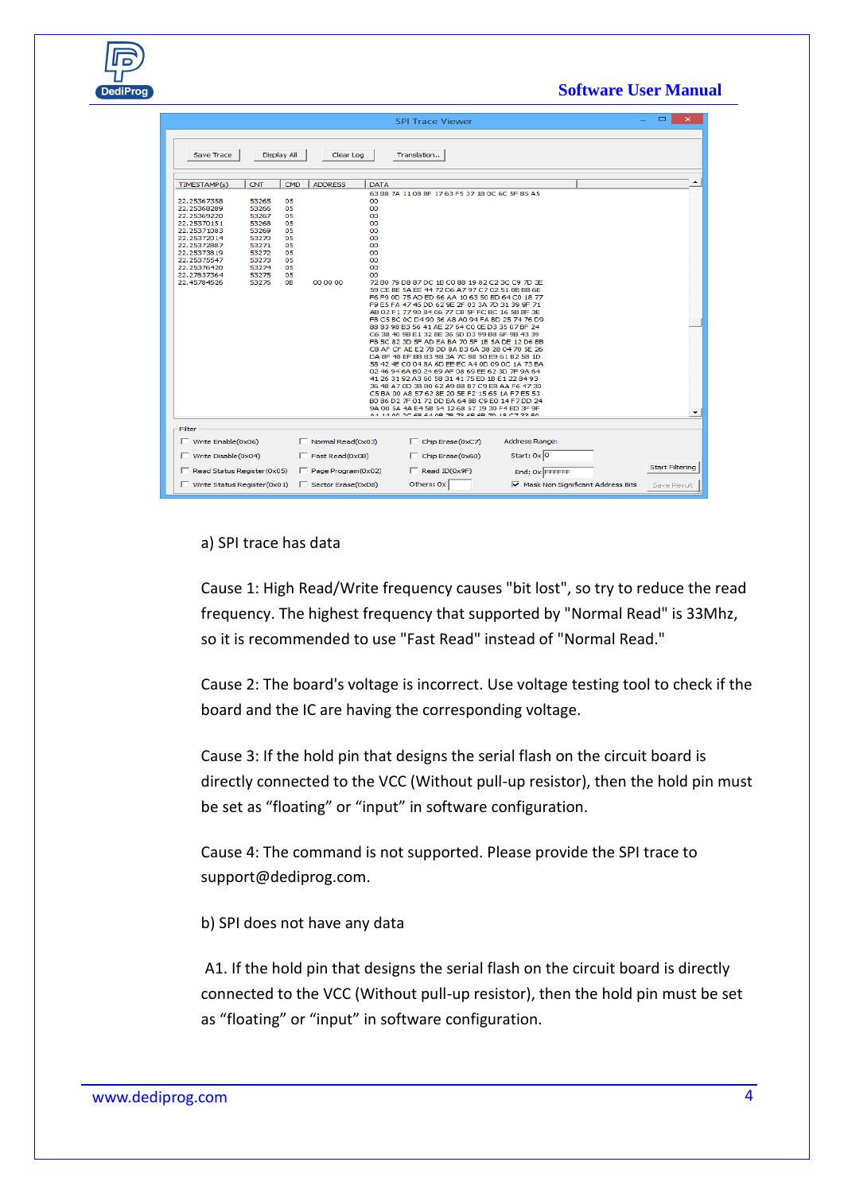a) SPI trace has data

Cause 1: High Read/Write frequency causes "bit lost", so try to reduce the read frequency. The highest frequency that supported by "Normal Read" is 33Mhz, so it is recommended to use "Fast Read" instead of "Normal Read."

Cause 2: The board's voltage is incorrect. Use voltage testing tool to check if the board and the IC are having the corresponding voltage.

Cause 3: If the hold pin that designs the serial flash on the circuit board is directly connected to the VCC (Without pull-up resistor), then the hold pin must be set as “floating” or “input” in software configuration.

Cause 4: The command is not supported. Please provide the SPI trace to support@dediprog.com.

b) SPI does not have any data

A1. If the hold pin that designs the serial flash on the circuit board is directly connected to the VCC (Without pull-up resistor), then the hold pin must be set as “floating” or “input” in software configuration.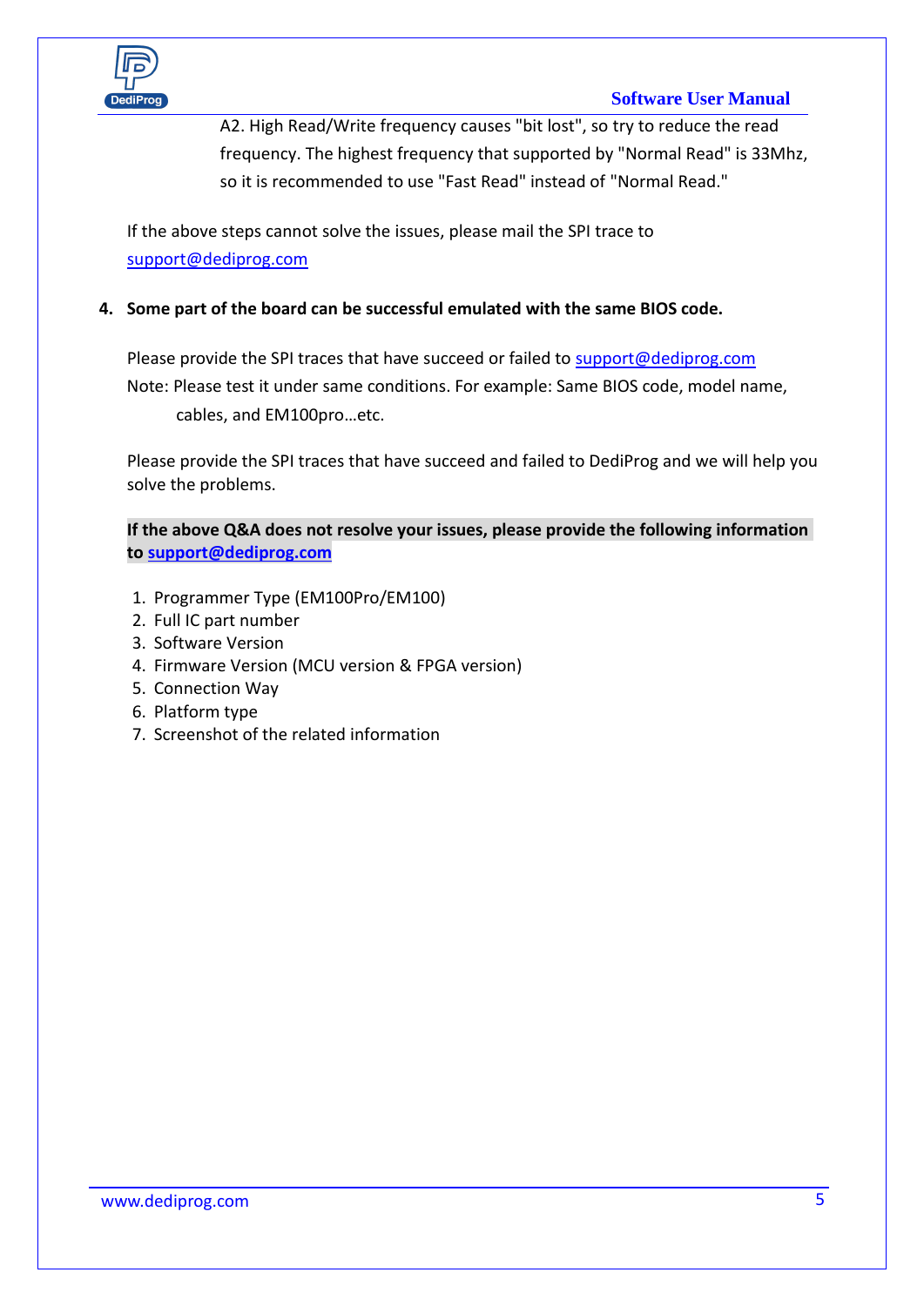A2. High Read/Write frequency causes "bit lost", so try to reduce the read frequency. The highest frequency that supported by "Normal Read" is 33Mhz, so it is recommended to use "Fast Read" instead of "Normal Read."

If the above steps cannot solve the issues, please mail the SPI trace to support@dediprog.com

**4. Some part of the board can be successful emulated with the same BIOS code.**

Please provide the SPI traces that have succeed or failed to support@dediprog.com
Note: Please test it under same conditions. For example: Same BIOS code, model name, cables, and EM100pro…etc.

Please provide the SPI traces that have succeed and failed to DediProg and we will help you solve the problems.

**If the above Q&A does not resolve your issues, please provide the following information to support@dediprog.com**

1. Programmer Type (EM100Pro/EM100)
2. Full IC part number
3. Software Version
4. Firmware Version (MCU version & FPGA version)
5. Connection Way
6. Platform type
7. Screenshot of the related information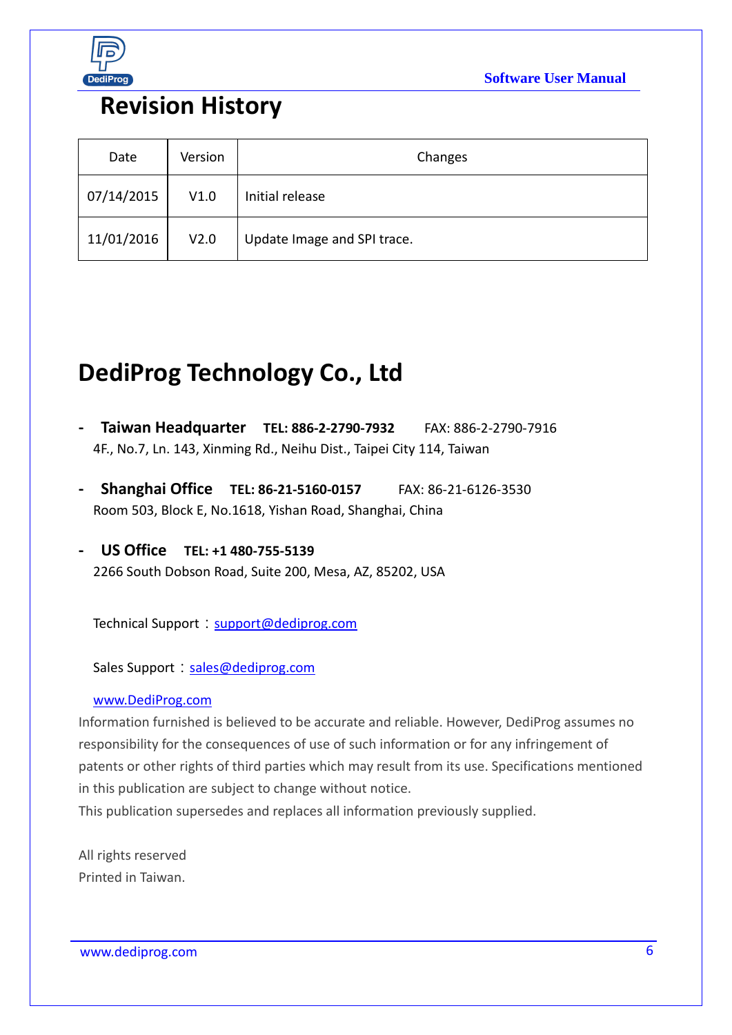# Revision History

| Date | Version | Changes |
|---|---|---|
| 07/14/2015 | V1.0 | Initial release |
| 11/01/2016 | V2.0 | Update Image and SPI trace. |

# DediProg Technology Co., Ltd

- **Taiwan Headquarter** **TEL: 886-2-2790-7932** FAX: 886-2-2790-7916
  4F., No.7, Ln. 143, Xinming Rd., Neihu Dist., Taipei City 114, Taiwan

- **Shanghai Office** **TEL: 86-21-5160-0157** FAX: 86-21-6126-3530
  Room 503, Block E, No.1618, Yishan Road, Shanghai, China

- **US Office** **TEL: +1 480-755-5139**
  2266 South Dobson Road, Suite 200, Mesa, AZ, 85202, USA

Technical Support：support@dediprog.com

Sales Support：sales@dediprog.com

www.DediProg.com

Information furnished is believed to be accurate and reliable. However, DediProg assumes no responsibility for the consequences of use of such information or for any infringement of patents or other rights of third parties which may result from its use. Specifications mentioned in this publication are subject to change without notice.
This publication supersedes and replaces all information previously supplied.

All rights reserved
Printed in Taiwan.